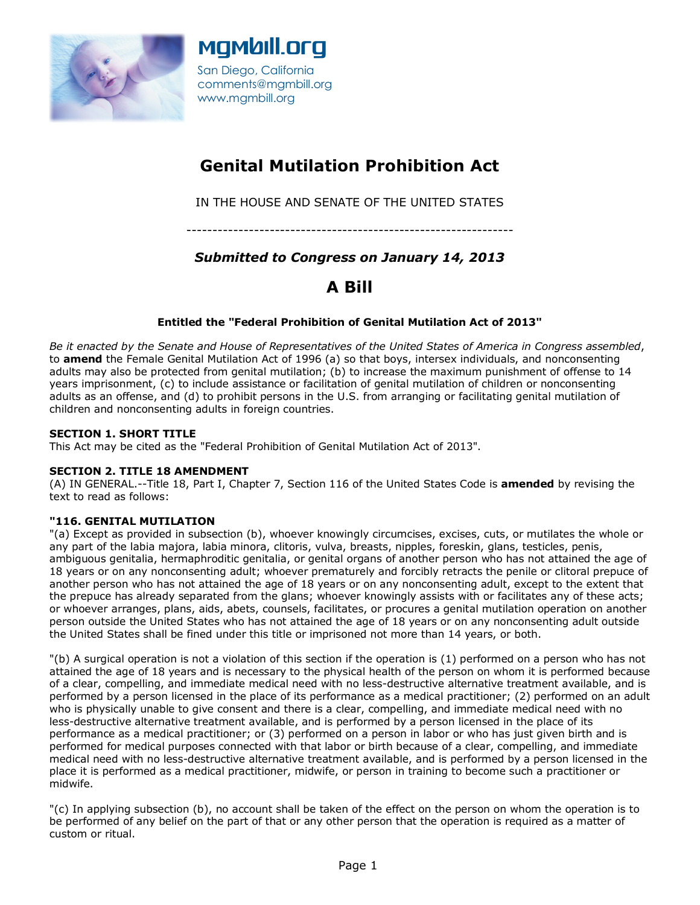**MGMbill.org**
San Diego, California
comments@mgmbill.org
www.mgmbill.org

# Genital Mutilation Prohibition Act

IN THE HOUSE AND SENATE OF THE UNITED STATES

---

## *Submitted to Congress on January 14, 2013*

## A Bill

**Entitled the "Federal Prohibition of Genital Mutilation Act of 2013"**

*Be it enacted by the Senate and House of Representatives of the United States of America in Congress assembled*, to **amend** the Female Genital Mutilation Act of 1996 (a) so that boys, intersex individuals, and nonconsenting adults may also be protected from genital mutilation; (b) to increase the maximum punishment of offense to 14 years imprisonment, (c) to include assistance or facilitation of genital mutilation of children or nonconsenting adults as an offense, and (d) to prohibit persons in the U.S. from arranging or facilitating genital mutilation of children and nonconsenting adults in foreign countries.

**SECTION 1. SHORT TITLE**
This Act may be cited as the "Federal Prohibition of Genital Mutilation Act of 2013".

**SECTION 2. TITLE 18 AMENDMENT**
(A) IN GENERAL.--Title 18, Part I, Chapter 7, Section 116 of the United States Code is **amended** by revising the text to read as follows:

**"116. GENITAL MUTILATION**
"(a) Except as provided in subsection (b), whoever knowingly circumcises, excises, cuts, or mutilates the whole or any part of the labia majora, labia minora, clitoris, vulva, breasts, nipples, foreskin, glans, testicles, penis, ambiguous genitalia, hermaphroditic genitalia, or genital organs of another person who has not attained the age of 18 years or on any nonconsenting adult; whoever prematurely and forcibly retracts the penile or clitoral prepuce of another person who has not attained the age of 18 years or on any nonconsenting adult, except to the extent that the prepuce has already separated from the glans; whoever knowingly assists with or facilitates any of these acts; or whoever arranges, plans, aids, abets, counsels, facilitates, or procures a genital mutilation operation on another person outside the United States who has not attained the age of 18 years or on any nonconsenting adult outside the United States shall be fined under this title or imprisoned not more than 14 years, or both.

"(b) A surgical operation is not a violation of this section if the operation is (1) performed on a person who has not attained the age of 18 years and is necessary to the physical health of the person on whom it is performed because of a clear, compelling, and immediate medical need with no less-destructive alternative treatment available, and is performed by a person licensed in the place of its performance as a medical practitioner; (2) performed on an adult who is physically unable to give consent and there is a clear, compelling, and immediate medical need with no less-destructive alternative treatment available, and is performed by a person licensed in the place of its performance as a medical practitioner; or (3) performed on a person in labor or who has just given birth and is performed for medical purposes connected with that labor or birth because of a clear, compelling, and immediate medical need with no less-destructive alternative treatment available, and is performed by a person licensed in the place it is performed as a medical practitioner, midwife, or person in training to become such a practitioner or midwife.

"(c) In applying subsection (b), no account shall be taken of the effect on the person on whom the operation is to be performed of any belief on the part of that or any other person that the operation is required as a matter of custom or ritual.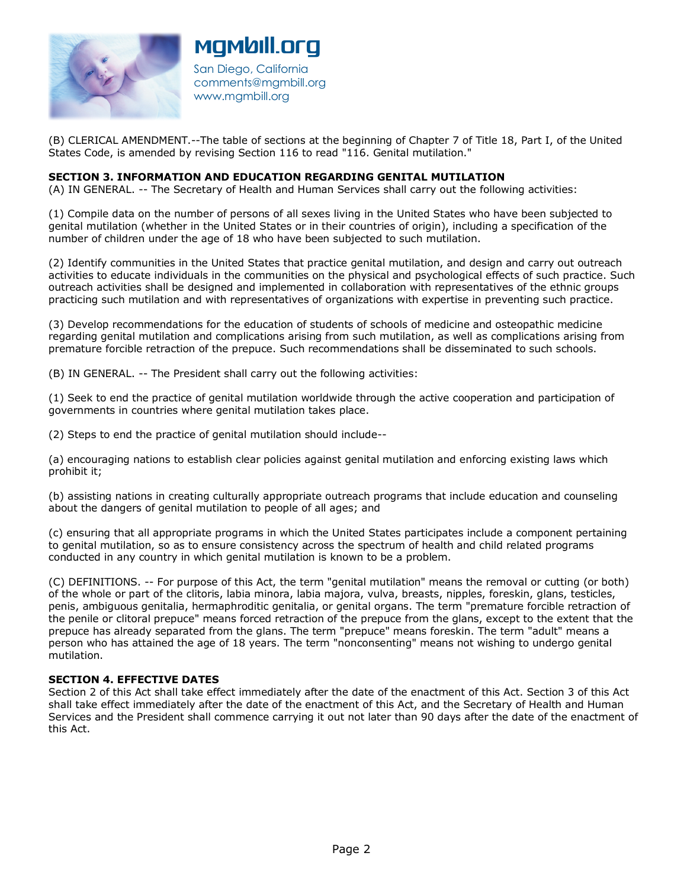(B) CLERICAL AMENDMENT.--The table of sections at the beginning of Chapter 7 of Title 18, Part I, of the United States Code, is amended by revising Section 116 to read "116. Genital mutilation."

**SECTION 3. INFORMATION AND EDUCATION REGARDING GENITAL MUTILATION**

(A) IN GENERAL. -- The Secretary of Health and Human Services shall carry out the following activities:

(1) Compile data on the number of persons of all sexes living in the United States who have been subjected to genital mutilation (whether in the United States or in their countries of origin), including a specification of the number of children under the age of 18 who have been subjected to such mutilation.

(2) Identify communities in the United States that practice genital mutilation, and design and carry out outreach activities to educate individuals in the communities on the physical and psychological effects of such practice. Such outreach activities shall be designed and implemented in collaboration with representatives of the ethnic groups practicing such mutilation and with representatives of organizations with expertise in preventing such practice.

(3) Develop recommendations for the education of students of schools of medicine and osteopathic medicine regarding genital mutilation and complications arising from such mutilation, as well as complications arising from premature forcible retraction of the prepuce. Such recommendations shall be disseminated to such schools.

(B) IN GENERAL. -- The President shall carry out the following activities:

(1) Seek to end the practice of genital mutilation worldwide through the active cooperation and participation of governments in countries where genital mutilation takes place.

(2) Steps to end the practice of genital mutilation should include--

(a) encouraging nations to establish clear policies against genital mutilation and enforcing existing laws which prohibit it;

(b) assisting nations in creating culturally appropriate outreach programs that include education and counseling about the dangers of genital mutilation to people of all ages; and

(c) ensuring that all appropriate programs in which the United States participates include a component pertaining to genital mutilation, so as to ensure consistency across the spectrum of health and child related programs conducted in any country in which genital mutilation is known to be a problem.

(C) DEFINITIONS. -- For purpose of this Act, the term "genital mutilation" means the removal or cutting (or both) of the whole or part of the clitoris, labia minora, labia majora, vulva, breasts, nipples, foreskin, glans, testicles, penis, ambiguous genitalia, hermaphroditic genitalia, or genital organs. The term "premature forcible retraction of the penile or clitoral prepuce" means forced retraction of the prepuce from the glans, except to the extent that the prepuce has already separated from the glans. The term "prepuce" means foreskin. The term "adult" means a person who has attained the age of 18 years. The term "nonconsenting" means not wishing to undergo genital mutilation.

**SECTION 4. EFFECTIVE DATES**

Section 2 of this Act shall take effect immediately after the date of the enactment of this Act. Section 3 of this Act shall take effect immediately after the date of the enactment of this Act, and the Secretary of Health and Human Services and the President shall commence carrying it out not later than 90 days after the date of the enactment of this Act.